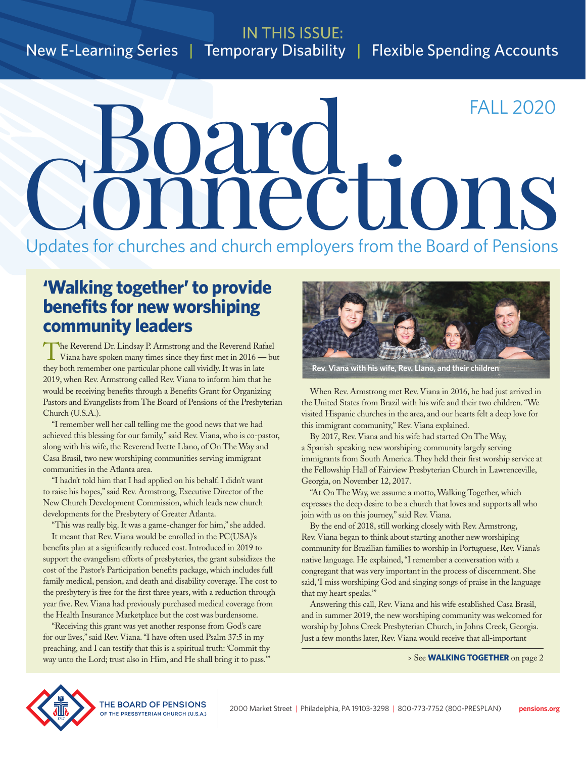IN THIS ISSUE:

New E-Learning Series | Temporary Disability | Flexible Spending Accounts

FALL 2020

# Board Connections

Updates for churches and church employers from the Board of Pensions

## 'Walking together' to provide benefits for new worshiping community leaders

The Reverend Dr. Lindsay P. Armstrong and the Reverend Rafael Viana have spoken many times since they first met in 2016 — but they both remember one particular phone call vividly. It was in late 2019, when Rev. Armstrong called Rev. Viana to inform him that he would be receiving benefits through a Benefits Grant for Organizing Pastors and Evangelists from The Board of Pensions of the Presbyterian Church (U.S.A.).

"I remember well her call telling me the good news that we had achieved this blessing for our family," said Rev. Viana, who is co-pastor, along with his wife, the Reverend Ivette Llano, of On The Way and Casa Brasil, two new worshiping communities serving immigrant communities in the Atlanta area.

"I hadn't told him that I had applied on his behalf. I didn't want to raise his hopes," said Rev. Armstrong, Executive Director of the New Church Development Commission, which leads new church developments for the Presbytery of Greater Atlanta.

"This was really big. It was a game-changer for him," she added.

It meant that Rev. Viana would be enrolled in the PC(USA)'s benefits plan at a significantly reduced cost. Introduced in 2019 to support the evangelism efforts of presbyteries, the grant subsidizes the cost of the Pastor's Participation benefits package, which includes full family medical, pension, and death and disability coverage. The cost to the presbytery is free for the first three years, with a reduction through year five. Rev. Viana had previously purchased medical coverage from the Health Insurance Marketplace but the cost was burdensome.

"Receiving this grant was yet another response from God's care for our lives," said Rev. Viana. "I have often used Psalm 37:5 in my preaching, and I can testify that this is a spiritual truth: 'Commit thy way unto the Lord; trust also in Him, and He shall bring it to pass.'"

Rev. Viana with his wife, Rev. Llano, and their children

When Rev. Armstrong met Rev. Viana in 2016, he had just arrived in the United States from Brazil with his wife and their two children. "We visited Hispanic churches in the area, and our hearts felt a deep love for this immigrant community," Rev. Viana explained.

By 2017, Rev. Viana and his wife had started On The Way, a Spanish-speaking new worshiping community largely serving immigrants from South America. They held their first worship service at the Fellowship Hall of Fairview Presbyterian Church in Lawrenceville, Georgia, on November 12, 2017.

"At On The Way, we assume a motto, Walking Together, which expresses the deep desire to be a church that loves and supports all who join with us on this journey," said Rev. Viana.

By the end of 2018, still working closely with Rev. Armstrong, Rev. Viana began to think about starting another new worshiping community for Brazilian families to worship in Portuguese, Rev. Viana's native language. He explained, "I remember a conversation with a congregant that was very important in the process of discernment. She said, 'I miss worshiping God and singing songs of praise in the language that my heart speaks.'"

Answering this call, Rev. Viana and his wife established Casa Brasil, and in summer 2019, the new worshiping community was welcomed for worship by Johns Creek Presbyterian Church, in Johns Creek, Georgia. Just a few months later, Rev. Viana would receive that all-important

> See **WALKING TOGETHER** on page 2

THE BOARD OF PENSIONS OF THE PRESBYTERIAN CHURCH (U.S.A.)

2000 Market Street | Philadelphia, PA 19103-3298 | 800-773-7752 (800-PRESPLAN) **pensions.org**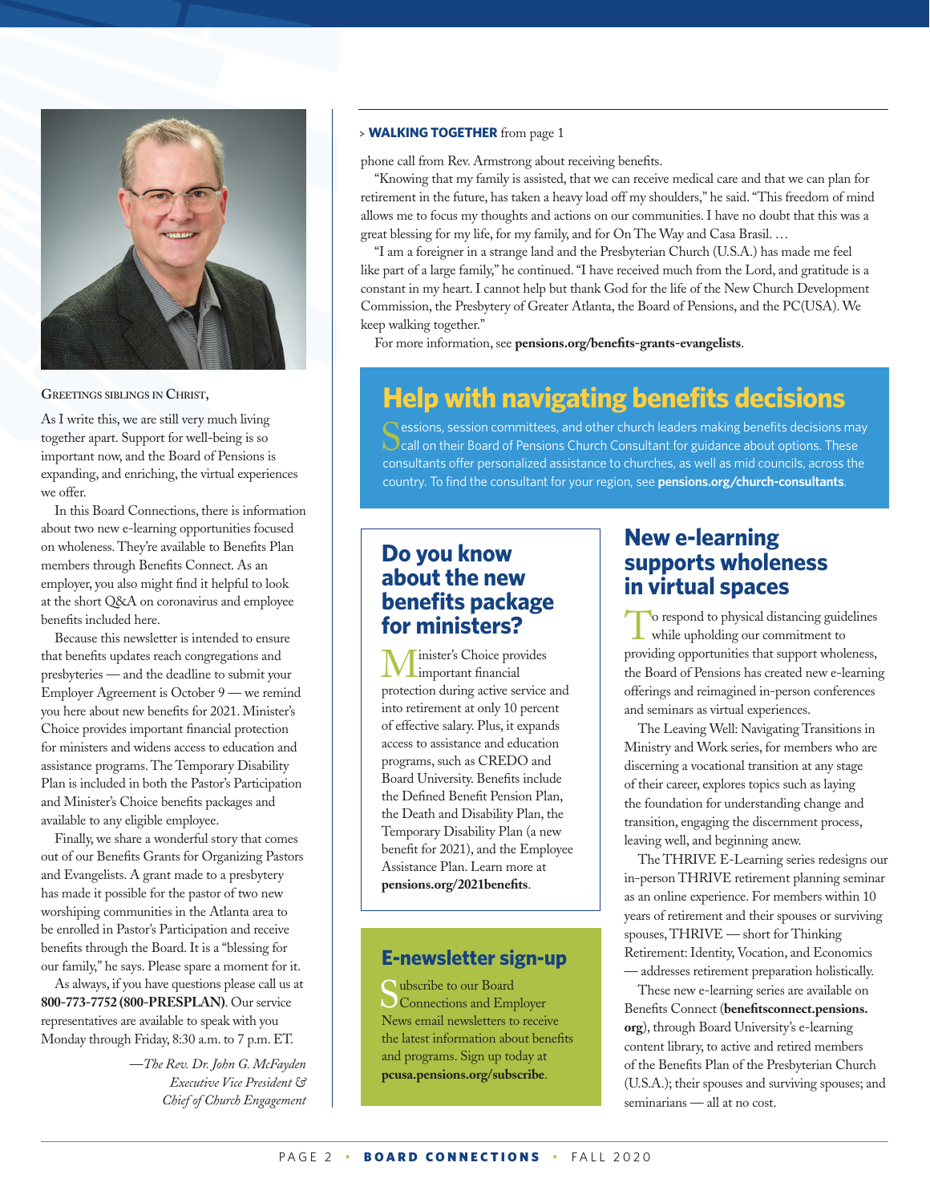GREETINGS SIBLINGS IN CHRIST,

As I write this, we are still very much living together apart. Support for well-being is so important now, and the Board of Pensions is expanding, and enriching, the virtual experiences we offer.

In this Board Connections, there is information about two new e-learning opportunities focused on wholeness. They're available to Benefits Plan members through Benefits Connect. As an employer, you also might find it helpful to look at the short Q&A on coronavirus and employee benefits included here.

Because this newsletter is intended to ensure that benefits updates reach congregations and presbyteries — and the deadline to submit your Employer Agreement is October 9 — we remind you here about new benefits for 2021. Minister's Choice provides important financial protection for ministers and widens access to education and assistance programs. The Temporary Disability Plan is included in both the Pastor's Participation and Minister's Choice benefits packages and available to any eligible employee.

Finally, we share a wonderful story that comes out of our Benefits Grants for Organizing Pastors and Evangelists. A grant made to a presbytery has made it possible for the pastor of two new worshiping communities in the Atlanta area to be enrolled in Pastor's Participation and receive benefits through the Board. It is a "blessing for our family," he says. Please spare a moment for it.

As always, if you have questions please call us at **800-773-7752 (800-PRESPLAN)**. Our service representatives are available to speak with you Monday through Friday, 8:30 a.m. to 7 p.m. ET.

*—The Rev. Dr. John G. McFayden*
*Executive Vice President &*
*Chief of Church Engagement*

> **WALKING TOGETHER** from page 1

phone call from Rev. Armstrong about receiving benefits.

"Knowing that my family is assisted, that we can receive medical care and that we can plan for retirement in the future, has taken a heavy load off my shoulders," he said. "This freedom of mind allows me to focus my thoughts and actions on our communities. I have no doubt that this was a great blessing for my life, for my family, and for On The Way and Casa Brasil. …

"I am a foreigner in a strange land and the Presbyterian Church (U.S.A.) has made me feel like part of a large family," he continued. "I have received much from the Lord, and gratitude is a constant in my heart. I cannot help but thank God for the life of the New Church Development Commission, the Presbytery of Greater Atlanta, the Board of Pensions, and the PC(USA). We keep walking together."

For more information, see **pensions.org/benefits-grants-evangelists**.

## Help with navigating benefits decisions

Sessions, session committees, and other church leaders making benefits decisions may call on their Board of Pensions Church Consultant for guidance about options. These consultants offer personalized assistance to churches, as well as mid councils, across the country. To find the consultant for your region, see **pensions.org/church-consultants**.

## Do you know about the new benefits package for ministers?

Minister's Choice provides important financial protection during active service and into retirement at only 10 percent of effective salary. Plus, it expands access to assistance and education programs, such as CREDO and Board University. Benefits include the Defined Benefit Pension Plan, the Death and Disability Plan, the Temporary Disability Plan (a new benefit for 2021), and the Employee Assistance Plan. Learn more at **pensions.org/2021benefits**.

## E-newsletter sign-up

Subscribe to our Board Connections and Employer News email newsletters to receive the latest information about benefits and programs. Sign up today at **pcusa.pensions.org/subscribe**.

## New e-learning supports wholeness in virtual spaces

To respond to physical distancing guidelines while upholding our commitment to providing opportunities that support wholeness, the Board of Pensions has created new e-learning offerings and reimagined in-person conferences and seminars as virtual experiences.

The Leaving Well: Navigating Transitions in Ministry and Work series, for members who are discerning a vocational transition at any stage of their career, explores topics such as laying the foundation for understanding change and transition, engaging the discernment process, leaving well, and beginning anew.

The THRIVE E-Learning series redesigns our in-person THRIVE retirement planning seminar as an online experience. For members within 10 years of retirement and their spouses or surviving spouses, THRIVE — short for Thinking Retirement: Identity, Vocation, and Economics — addresses retirement preparation holistically.

These new e-learning series are available on Benefits Connect (**benefitsconnect.pensions.org**), through Board University's e-learning content library, to active and retired members of the Benefits Plan of the Presbyterian Church (U.S.A.); their spouses and surviving spouses; and seminarians — all at no cost.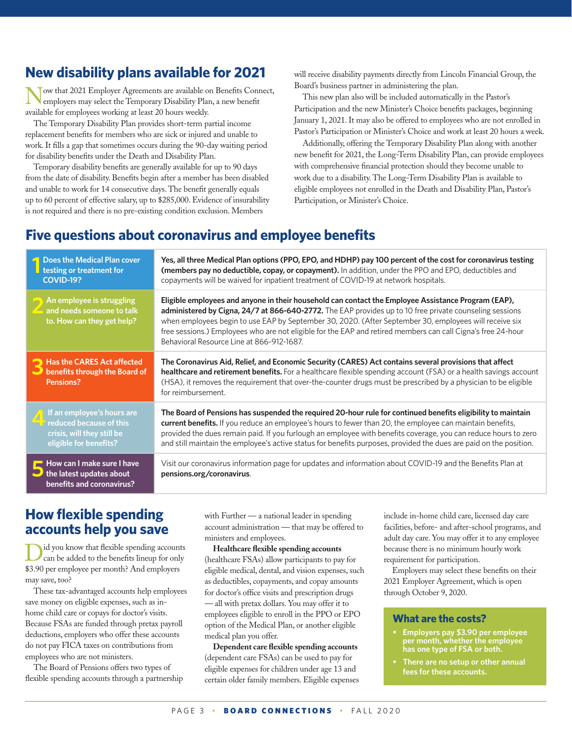## New disability plans available for 2021

Now that 2021 Employer Agreements are available on Benefits Connect, employers may select the Temporary Disability Plan, a new benefit available for employees working at least 20 hours weekly.

The Temporary Disability Plan provides short-term partial income replacement benefits for members who are sick or injured and unable to work. It fills a gap that sometimes occurs during the 90-day waiting period for disability benefits under the Death and Disability Plan.

Temporary disability benefits are generally available for up to 90 days from the date of disability. Benefits begin after a member has been disabled and unable to work for 14 consecutive days. The benefit generally equals up to 60 percent of effective salary, up to $285,000. Evidence of insurability is not required and there is no pre-existing condition exclusion. Members will receive disability payments directly from Lincoln Financial Group, the Board's business partner in administering the plan.

This new plan also will be included automatically in the Pastor's Participation and the new Minister's Choice benefits packages, beginning January 1, 2021. It may also be offered to employees who are not enrolled in Pastor's Participation or Minister's Choice and work at least 20 hours a week.

Additionally, offering the Temporary Disability Plan along with another new benefit for 2021, the Long-Term Disability Plan, can provide employees with comprehensive financial protection should they become unable to work due to a disability. The Long-Term Disability Plan is available to eligible employees not enrolled in the Death and Disability Plan, Pastor's Participation, or Minister's Choice.

## Five questions about coronavirus and employee benefits

| Question | Answer |
|---|---|
| **1** Does the Medical Plan cover testing or treatment for COVID-19? | **Yes, all three Medical Plan options (PPO, EPO, and HDHP) pay 100 percent of the cost for coronavirus testing (members pay no deductible, copay, or copayment).** In addition, under the PPO and EPO, deductibles and copayments will be waived for inpatient treatment of COVID-19 at network hospitals. |
| **2** An employee is struggling and needs someone to talk to. How can they get help? | **Eligible employees and anyone in their household can contact the Employee Assistance Program (EAP), administered by Cigna, 24/7 at 866-640-2772.** The EAP provides up to 10 free private counseling sessions when employees begin to use EAP by September 30, 2020. (After September 30, employees will receive six free sessions.) Employees who are not eligible for the EAP and retired members can call Cigna's free 24-hour Behavioral Resource Line at 866-912-1687. |
| **3** Has the CARES Act affected benefits through the Board of Pensions? | **The Coronavirus Aid, Relief, and Economic Security (CARES) Act contains several provisions that affect healthcare and retirement benefits.** For a healthcare flexible spending account (FSA) or a health savings account (HSA), it removes the requirement that over-the-counter drugs must be prescribed by a physician to be eligible for reimbursement. |
| **4** If an employee's hours are reduced because of this crisis, will they still be eligible for benefits? | **The Board of Pensions has suspended the required 20-hour rule for continued benefits eligibility to maintain current benefits.** If you reduce an employee's hours to fewer than 20, the employee can maintain benefits, provided the dues remain paid. If you furlough an employee with benefits coverage, you can reduce hours to zero and still maintain the employee's active status for benefits purposes, provided the dues are paid on the position. |
| **5** How can I make sure I have the latest updates about benefits and coronavirus? | Visit our coronavirus information page for updates and information about COVID-19 and the Benefits Plan at **pensions.org/coronavirus**. |

## How flexible spending accounts help you save

Did you know that flexible spending accounts can be added to the benefits lineup for only $3.90 per employee per month? And employers may save, too?

These tax-advantaged accounts help employees save money on eligible expenses, such as in-home child care or copays for doctor's visits. Because FSAs are funded through pretax payroll deductions, employers who offer these accounts do not pay FICA taxes on contributions from employees who are not ministers.

The Board of Pensions offers two types of flexible spending accounts through a partnership with Further — a national leader in spending account administration — that may be offered to ministers and employees.

**Healthcare flexible spending accounts** (healthcare FSAs) allow participants to pay for eligible medical, dental, and vision expenses, such as deductibles, copayments, and copay amounts for doctor's office visits and prescription drugs — all with pretax dollars. You may offer it to employees eligible to enroll in the PPO or EPO option of the Medical Plan, or another eligible medical plan you offer.

**Dependent care flexible spending accounts** (dependent care FSAs) can be used to pay for eligible expenses for children under age 13 and certain older family members. Eligible expenses include in-home child care, licensed day care facilities, before- and after-school programs, and adult day care. You may offer it to any employee because there is no minimum hourly work requirement for participation.

Employers may select these benefits on their 2021 Employer Agreement, which is open through October 9, 2020.

### What are the costs?

- **Employers pay $3.90 per employee per month, whether the employee has one type of FSA or both.**
- **There are no setup or other annual fees for these accounts.**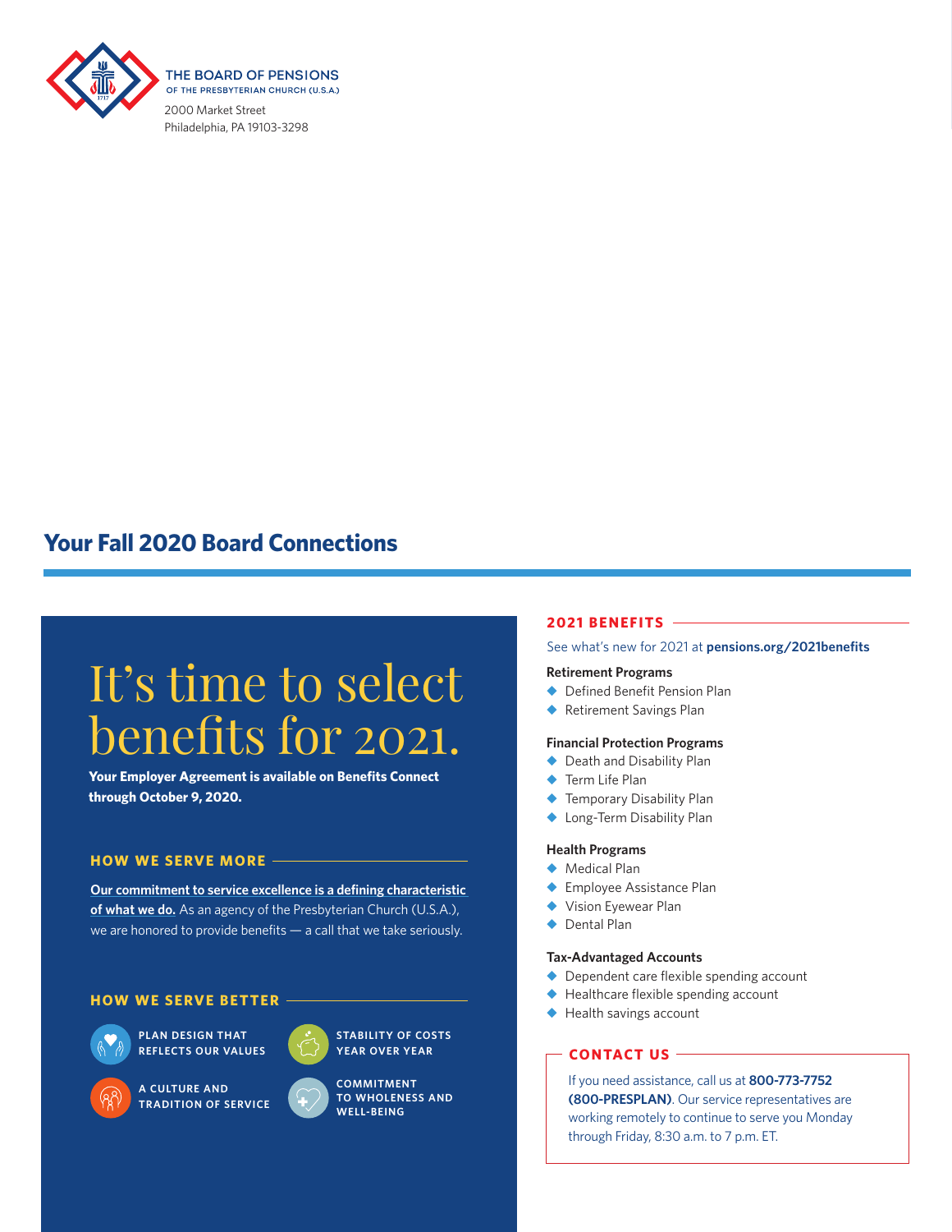THE BOARD OF PENSIONS
OF THE PRESBYTERIAN CHURCH (U.S.A.)
2000 Market Street
Philadelphia, PA 19103-3298

## Your Fall 2020 Board Connections

# It's time to select benefits for 2021.

**Your Employer Agreement is available on Benefits Connect through October 9, 2020.**

### HOW WE SERVE MORE

**Our commitment to service excellence is a defining characteristic of what we do.** As an agency of the Presbyterian Church (U.S.A.), we are honored to provide benefits — a call that we take seriously.

### HOW WE SERVE BETTER

- PLAN DESIGN THAT REFLECTS OUR VALUES
- STABILITY OF COSTS YEAR OVER YEAR
- A CULTURE AND TRADITION OF SERVICE
- COMMITMENT TO WHOLENESS AND WELL-BEING

### 2021 BENEFITS

See what's new for 2021 at **pensions.org/2021benefits**

**Retirement Programs**
- Defined Benefit Pension Plan
- Retirement Savings Plan

**Financial Protection Programs**
- Death and Disability Plan
- Term Life Plan
- Temporary Disability Plan
- Long-Term Disability Plan

**Health Programs**
- Medical Plan
- Employee Assistance Plan
- Vision Eyewear Plan
- Dental Plan

**Tax-Advantaged Accounts**
- Dependent care flexible spending account
- Healthcare flexible spending account
- Health savings account

### CONTACT US

If you need assistance, call us at **800-773-7752 (800-PRESPLAN)**. Our service representatives are working remotely to continue to serve you Monday through Friday, 8:30 a.m. to 7 p.m. ET.